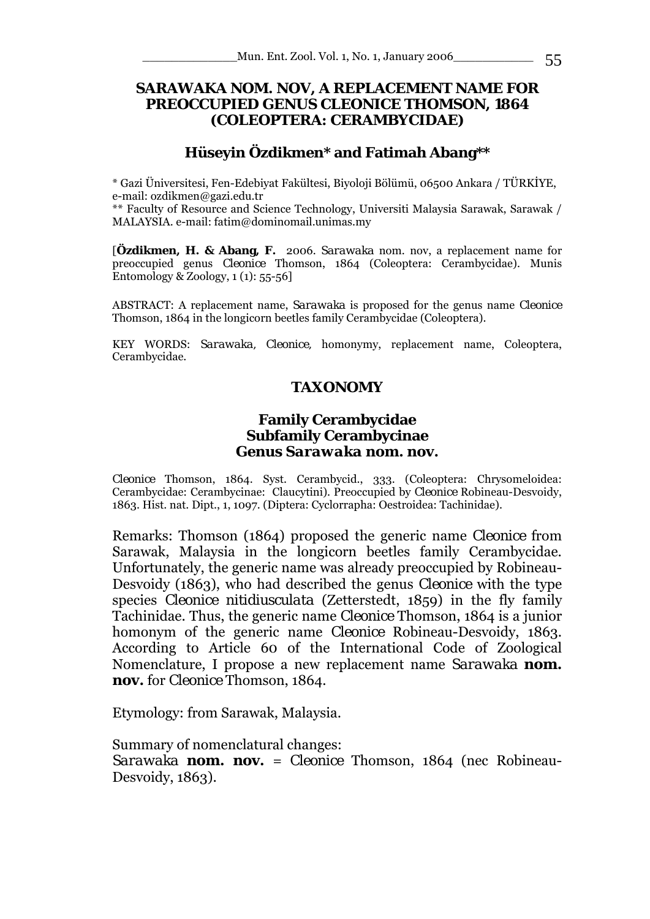# SARAWAKA NOM. NOV, A REPLACEMENT NAME FOR PREOCCUPIED GENUS CLEONICE THOMSON, 1864 (COLEOPTERA: CERAMBYCIDAE)

## Hüseyin Özdikmen* and Fatimah Abang**

* Gazi Üniversitesi, Fen-Edebiyat Fakültesi, Biyoloji Bölümü, 06500 Ankara / TÜRKİYE, e-mail: ozdikmen@gazi.edu.tr

** Faculty of Resource and Science Technology, Universiti Malaysia Sarawak, Sarawak / MALAYSIA. e-mail: fatim@dominomail.unimas.my

[**Özdikmen, H. & Abang, F.** 2006. *Sarawaka* nom. nov, a replacement name for preoccupied genus *Cleonice* Thomson, 1864 (Coleoptera: Cerambycidae). Munis Entomology & Zoology, 1 (1): 55-56]

ABSTRACT: A replacement name, *Sarawaka* is proposed for the genus name *Cleonice* Thomson, 1864 in the longicorn beetles family Cerambycidae (Coleoptera).

KEY WORDS: *Sarawaka*, *Cleonice*, homonymy, replacement name, Coleoptera, Cerambycidae.

## TAXONOMY

### Family Cerambycidae
### Subfamily Cerambycinae
### Genus *Sarawaka* nom. nov.

*Cleonice* Thomson, 1864. Syst. Cerambycid., 333. (Coleoptera: Chrysomeloidea: Cerambycidae: Cerambycinae: Claucytini). Preoccupied by *Cleonice* Robineau-Desvoidy, 1863. Hist. nat. Dipt., 1, 1097. (Diptera: Cyclorrapha: Oestroidea: Tachinidae).

Remarks: Thomson (1864) proposed the generic name *Cleonice* from Sarawak, Malaysia in the longicorn beetles family Cerambycidae. Unfortunately, the generic name was already preoccupied by Robineau-Desvoidy (1863), who had described the genus *Cleonice* with the type species *Cleonice nitidiusculata* (Zetterstedt, 1859) in the fly family Tachinidae. Thus, the generic name *Cleonice* Thomson, 1864 is a junior homonym of the generic name *Cleonice* Robineau-Desvoidy, 1863. According to Article 60 of the International Code of Zoological Nomenclature, I propose a new replacement name *Sarawaka* **nom. nov.** for *Cleonice* Thomson, 1864.

Etymology: from Sarawak, Malaysia.

Summary of nomenclatural changes:

*Sarawaka* **nom. nov.** = *Cleonice* Thomson, 1864 (nec Robineau-Desvoidy, 1863).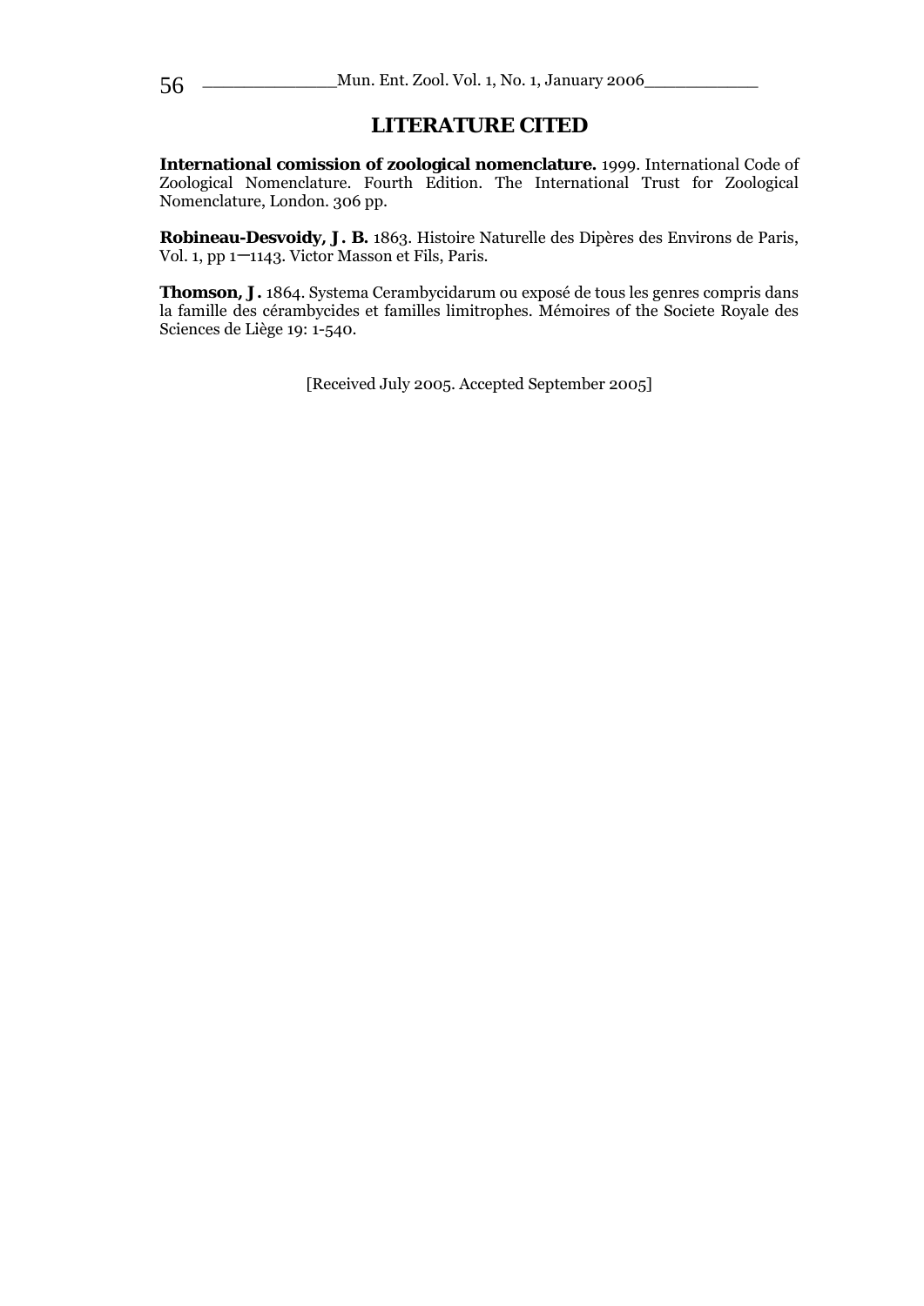## LITERATURE CITED

**International comission of zoological nomenclature.** 1999. International Code of Zoological Nomenclature. Fourth Edition. The International Trust for Zoological Nomenclature, London. 306 pp.

**Robineau-Desvoidy, J. B.** 1863. Histoire Naturelle des Dipères des Environs de Paris, Vol. 1, pp 1–1143. Victor Masson et Fils, Paris.

**Thomson, J.** 1864. Systema Cerambycidarum ou exposé de tous les genres compris dans la famille des cérambycides et familles limitrophes. Mémoires of the Societe Royale des Sciences de Liège 19: 1-540.

[Received July 2005. Accepted September 2005]